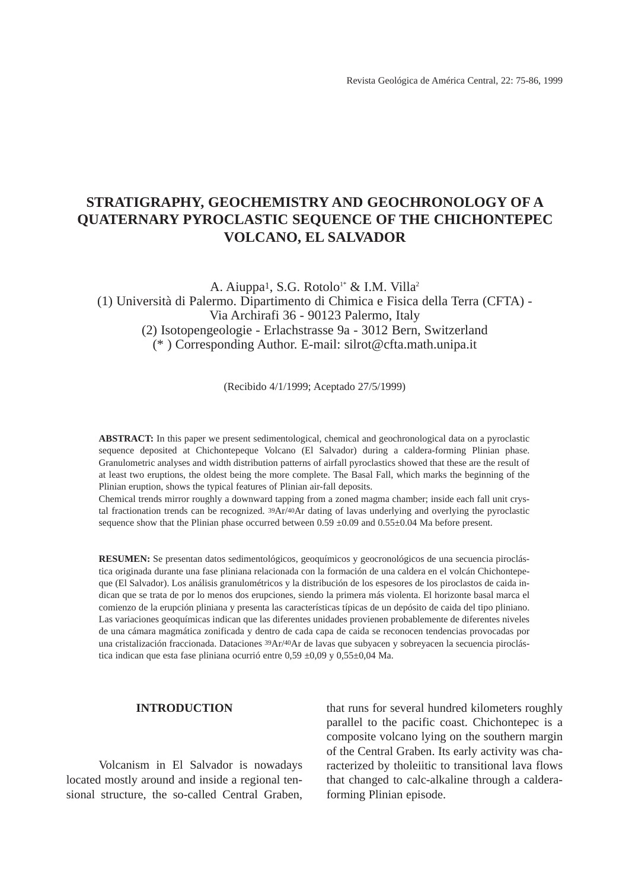# STRATIGRAPHY, GEOCHEMISTRY AND GEOCHRONOLOGY OF A QUATERNARY PYROCLASTIC SEQUENCE OF THE CHICHONTEPEC VOLCANO, EL SALVADOR

A. Aiuppa[1], S.G. Rotolo[1*] & I.M. Villa[2]

(1) Università di Palermo. Dipartimento di Chimica e Fisica della Terra (CFTA) - Via Archirafi 36 - 90123 Palermo, Italy

(2) Isotopengeologie - Erlachstrasse 9a - 3012 Bern, Switzerland

(* ) Corresponding Author. E-mail: silrot@cfta.math.unipa.it

(Recibido 4/1/1999; Aceptado 27/5/1999)

**ABSTRACT:** In this paper we present sedimentological, chemical and geochronological data on a pyroclastic sequence deposited at Chichontepeque Volcano (El Salvador) during a caldera-forming Plinian phase. Granulometric analyses and width distribution patterns of airfall pyroclastics showed that these are the result of at least two eruptions, the oldest being the more complete. The Basal Fall, which marks the beginning of the Plinian eruption, shows the typical features of Plinian air-fall deposits.

Chemical trends mirror roughly a downward tapping from a zoned magma chamber; inside each fall unit crystal fractionation trends can be recognized. $^{39}Ar/^{40}Ar$ dating of lavas underlying and overlying the pyroclastic sequence show that the Plinian phase occurred between 0.59 ±0.09 and 0.55±0.04 Ma before present.

**RESUMEN:** Se presentan datos sedimentológicos, geoquímicos y geocronológicos de una secuencia piroclástica originada durante una fase pliniana relacionada con la formación de una caldera en el volcán Chichontepeque (El Salvador). Los análisis granulométricos y la distribución de los espesores de los piroclastos de caida indican que se trata de por lo menos dos erupciones, siendo la primera más violenta. El horizonte basal marca el comienzo de la erupción pliniana y presenta las características típicas de un depósito de caida del tipo pliniano. Las variaciones geoquímicas indican que las diferentes unidades provienen probablemente de diferentes niveles de una cámara magmática zonificada y dentro de cada capa de caida se reconocen tendencias provocadas por una cristalización fraccionada. Dataciones $^{39}Ar/^{40}Ar$ de lavas que subyacen y sobreyacen la secuencia piroclástica indican que esta fase pliniana ocurrió entre 0,59 ±0,09 y 0,55±0,04 Ma.

## INTRODUCTION

Volcanism in El Salvador is nowadays located mostly around and inside a regional tensional structure, the so-called Central Graben, that runs for several hundred kilometers roughly parallel to the pacific coast. Chichontepec is a composite volcano lying on the southern margin of the Central Graben. Its early activity was characterized by tholeiitic to transitional lava flows that changed to calc-alkaline through a caldera-forming Plinian episode.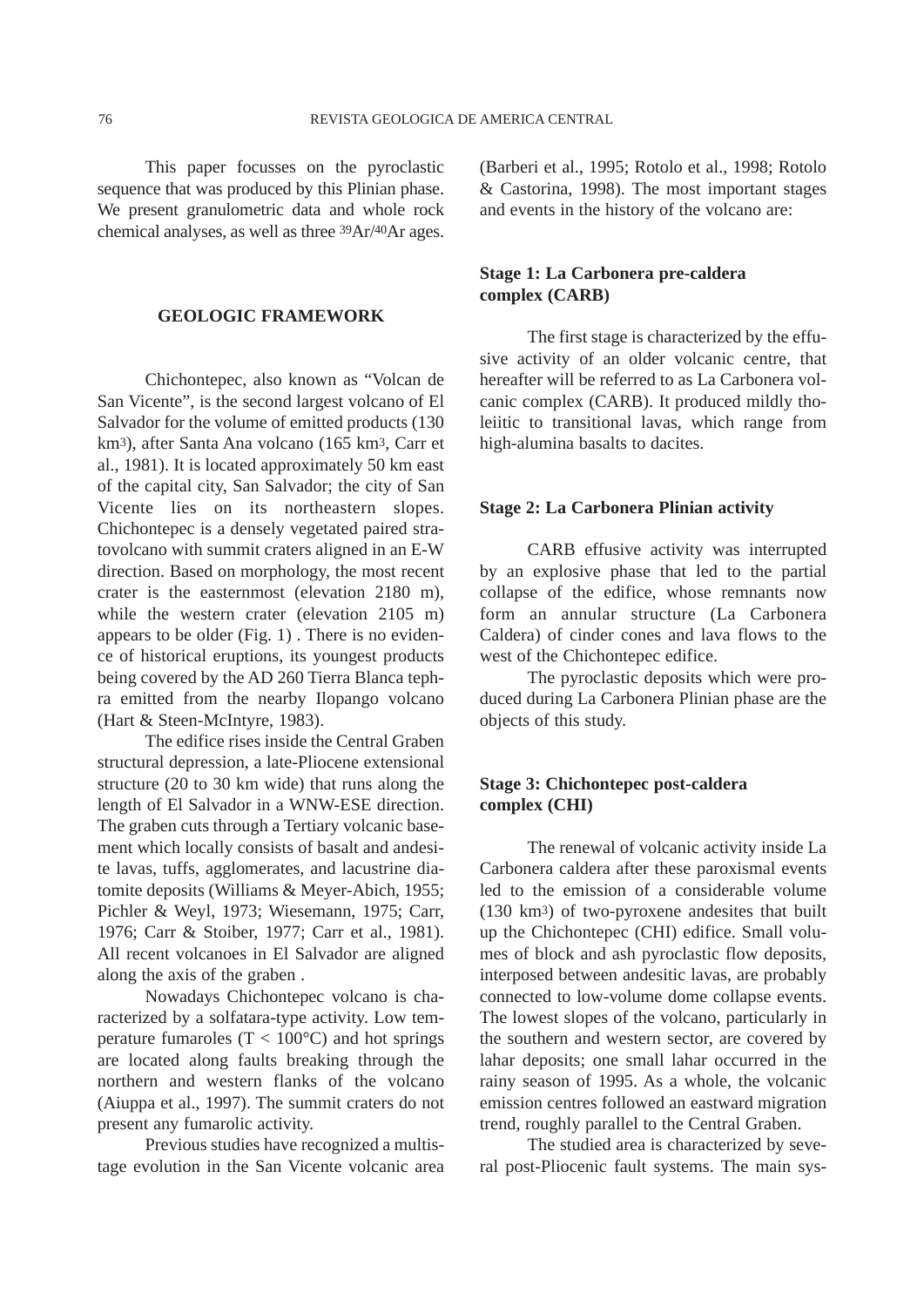This paper focusses on the pyroclastic sequence that was produced by this Plinian phase. We present granulometric data and whole rock chemical analyses, as well as three $^{39}Ar/^{40}Ar$ ages.

## GEOLOGIC FRAMEWORK

Chichontepec, also known as "Volcan de San Vicente", is the second largest volcano of El Salvador for the volume of emitted products (130 $km^3$), after Santa Ana volcano (165 $km^3$, Carr et al., 1981). It is located approximately 50 km east of the capital city, San Salvador; the city of San Vicente lies on its northeastern slopes. Chichontepec is a densely vegetated paired stratovolcano with summit craters aligned in an E-W direction. Based on morphology, the most recent crater is the easternmost (elevation 2180 m), while the western crater (elevation 2105 m) appears to be older (Fig. 1) . There is no evidence of historical eruptions, its youngest products being covered by the AD 260 Tierra Blanca tephra emitted from the nearby Ilopango volcano (Hart & Steen-McIntyre, 1983).

The edifice rises inside the Central Graben structural depression, a late-Pliocene extensional structure (20 to 30 km wide) that runs along the length of El Salvador in a WNW-ESE direction. The graben cuts through a Tertiary volcanic basement which locally consists of basalt and andesite lavas, tuffs, agglomerates, and lacustrine diatomite deposits (Williams & Meyer-Abich, 1955; Pichler & Weyl, 1973; Wiesemann, 1975; Carr, 1976; Carr & Stoiber, 1977; Carr et al., 1981). All recent volcanoes in El Salvador are aligned along the axis of the graben .

Nowadays Chichontepec volcano is characterized by a solfatara-type activity. Low temperature fumaroles ($T < 100°C$) and hot springs are located along faults breaking through the northern and western flanks of the volcano (Aiuppa et al., 1997). The summit craters do not present any fumarolic activity.

Previous studies have recognized a multistage evolution in the San Vicente volcanic area (Barberi et al., 1995; Rotolo et al., 1998; Rotolo & Castorina, 1998). The most important stages and events in the history of the volcano are:

### Stage 1: La Carbonera pre-caldera complex (CARB)

The first stage is characterized by the effusive activity of an older volcanic centre, that hereafter will be referred to as La Carbonera volcanic complex (CARB). It produced mildly tholeiitic to transitional lavas, which range from high-alumina basalts to dacites.

### Stage 2: La Carbonera Plinian activity

CARB effusive activity was interrupted by an explosive phase that led to the partial collapse of the edifice, whose remnants now form an annular structure (La Carbonera Caldera) of cinder cones and lava flows to the west of the Chichontepec edifice.

The pyroclastic deposits which were produced during La Carbonera Plinian phase are the objects of this study.

### Stage 3: Chichontepec post-caldera complex (CHI)

The renewal of volcanic activity inside La Carbonera caldera after these paroxismal events led to the emission of a considerable volume (130 $km^3$) of two-pyroxene andesites that built up the Chichontepec (CHI) edifice. Small volumes of block and ash pyroclastic flow deposits, interposed between andesitic lavas, are probably connected to low-volume dome collapse events. The lowest slopes of the volcano, particularly in the southern and western sector, are covered by lahar deposits; one small lahar occurred in the rainy season of 1995. As a whole, the volcanic emission centres followed an eastward migration trend, roughly parallel to the Central Graben.

The studied area is characterized by several post-Pliocenic fault systems. The main sys-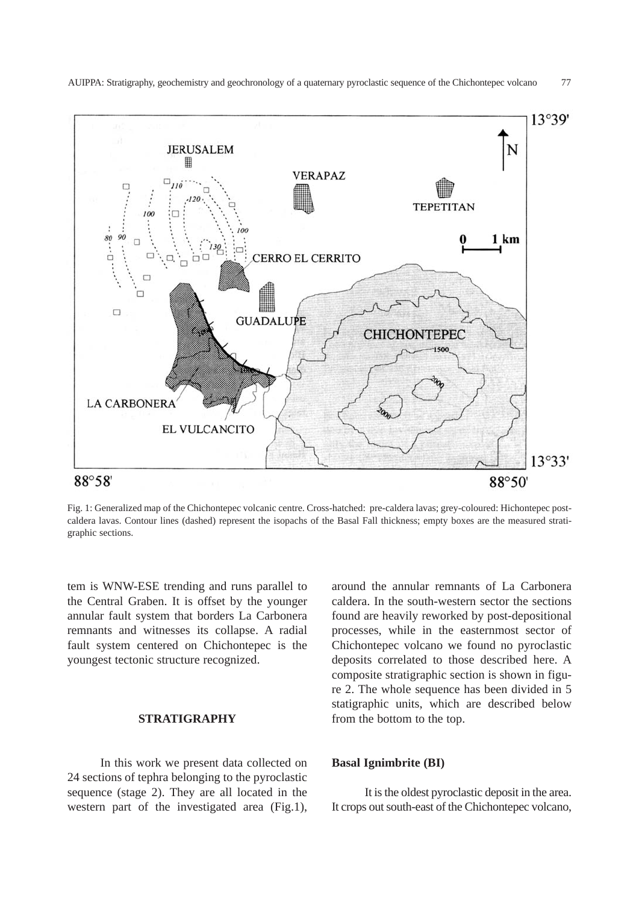Fig. 1: Generalized map of the Chichontepec volcanic centre. Cross-hatched: pre-caldera lavas; grey-coloured: Hichontepec post-caldera lavas. Contour lines (dashed) represent the isopachs of the Basal Fall thickness; empty boxes are the measured stratigraphic sections.

tem is WNW-ESE trending and runs parallel to the Central Graben. It is offset by the younger annular fault system that borders La Carbonera remnants and witnesses its collapse. A radial fault system centered on Chichontepec is the youngest tectonic structure recognized.

## STRATIGRAPHY

In this work we present data collected on 24 sections of tephra belonging to the pyroclastic sequence (stage 2). They are all located in the western part of the investigated area (Fig.1), around the annular remnants of La Carbonera caldera. In the south-western sector the sections found are heavily reworked by post-depositional processes, while in the easternmost sector of Chichontepec volcano we found no pyroclastic deposits correlated to those described here. A composite stratigraphic section is shown in figure 2. The whole sequence has been divided in 5 statigraphic units, which are described below from the bottom to the top.

### Basal Ignimbrite (BI)

It is the oldest pyroclastic deposit in the area. It crops out south-east of the Chichontepec volcano,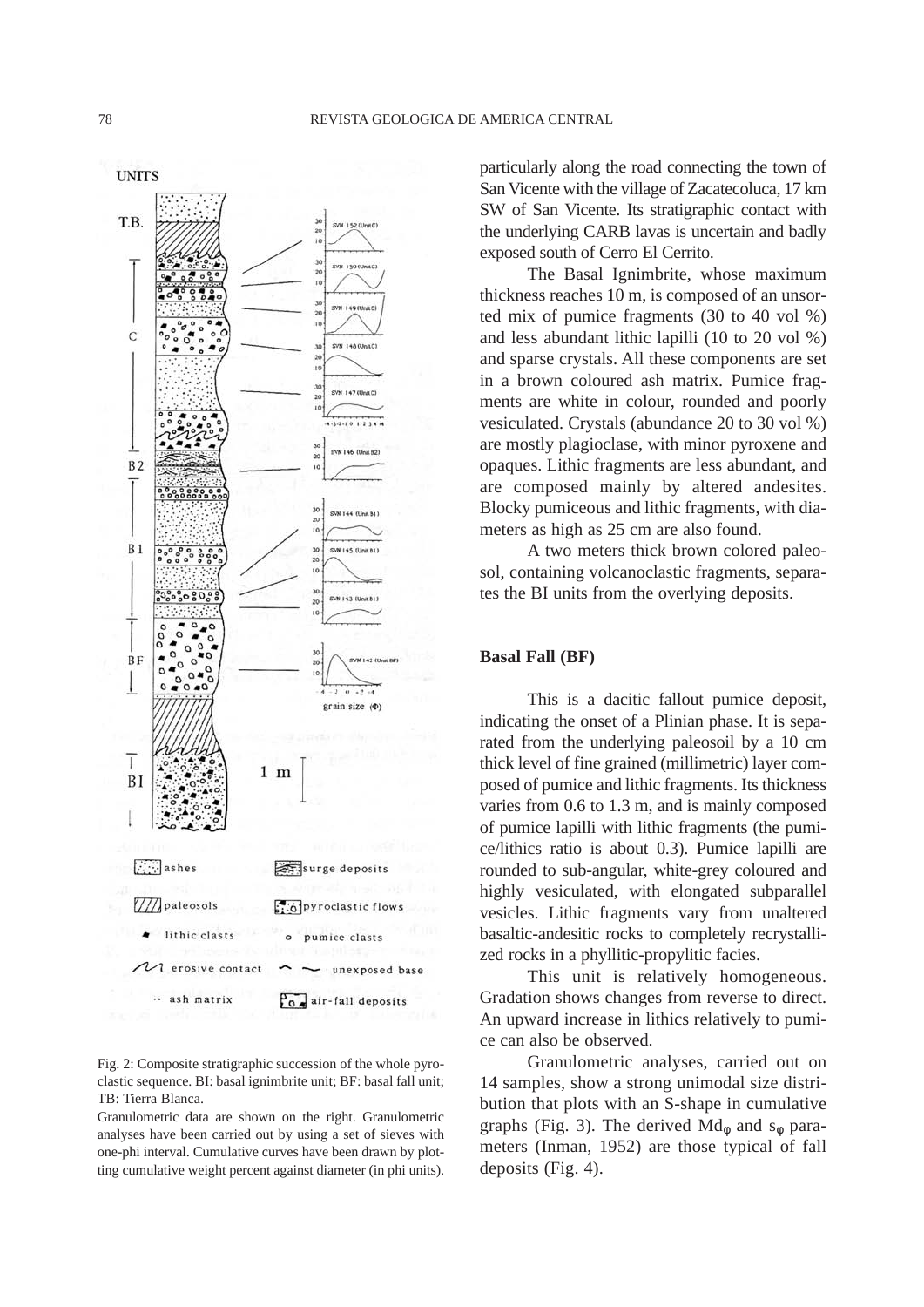particularly along the road connecting the town of San Vicente with the village of Zacatecoluca, 17 km SW of San Vicente. Its stratigraphic contact with the underlying CARB lavas is uncertain and badly exposed south of Cerro El Cerrito.

The Basal Ignimbrite, whose maximum thickness reaches 10 m, is composed of an unsorted mix of pumice fragments (30 to 40 vol %) and less abundant lithic lapilli (10 to 20 vol %) and sparse crystals. All these components are set in a brown coloured ash matrix. Pumice fragments are white in colour, rounded and poorly vesiculated. Crystals (abundance 20 to 30 vol %) are mostly plagioclase, with minor pyroxene and opaques. Lithic fragments are less abundant, and are composed mainly by altered andesites. Blocky pumiceous and lithic fragments, with diameters as high as 25 cm are also found.

A two meters thick brown colored paleosol, containing volcanoclastic fragments, separates the BI units from the overlying deposits.

Fig. 2: Composite stratigraphic succession of the whole pyroclastic sequence. BI: basal ignimbrite unit; BF: basal fall unit; TB: Tierra Blanca.

Granulometric data are shown on the right. Granulometric analyses have been carried out by using a set of sieves with one-phi interval. Cumulative curves have been drawn by plotting cumulative weight percent against diameter (in phi units).

### Basal Fall (BF)

This is a dacitic fallout pumice deposit, indicating the onset of a Plinian phase. It is separated from the underlying paleosoil by a 10 cm thick level of fine grained (millimetric) layer composed of pumice and lithic fragments. Its thickness varies from 0.6 to 1.3 m, and is mainly composed of pumice lapilli with lithic fragments (the pumice/lithics ratio is about 0.3). Pumice lapilli are rounded to sub-angular, white-grey coloured and highly vesiculated, with elongated subparallel vesicles. Lithic fragments vary from unaltered basaltic-andesitic rocks to completely recrystallized rocks in a phyllitic-propylitic facies.

This unit is relatively homogeneous. Gradation shows changes from reverse to direct. An upward increase in lithics relatively to pumice can also be observed.

Granulometric analyses, carried out on 14 samples, show a strong unimodal size distribution that plots with an S-shape in cumulative graphs (Fig. 3). The derived $Md_\phi$ and $s_\phi$ parameters (Inman, 1952) are those typical of fall deposits (Fig. 4).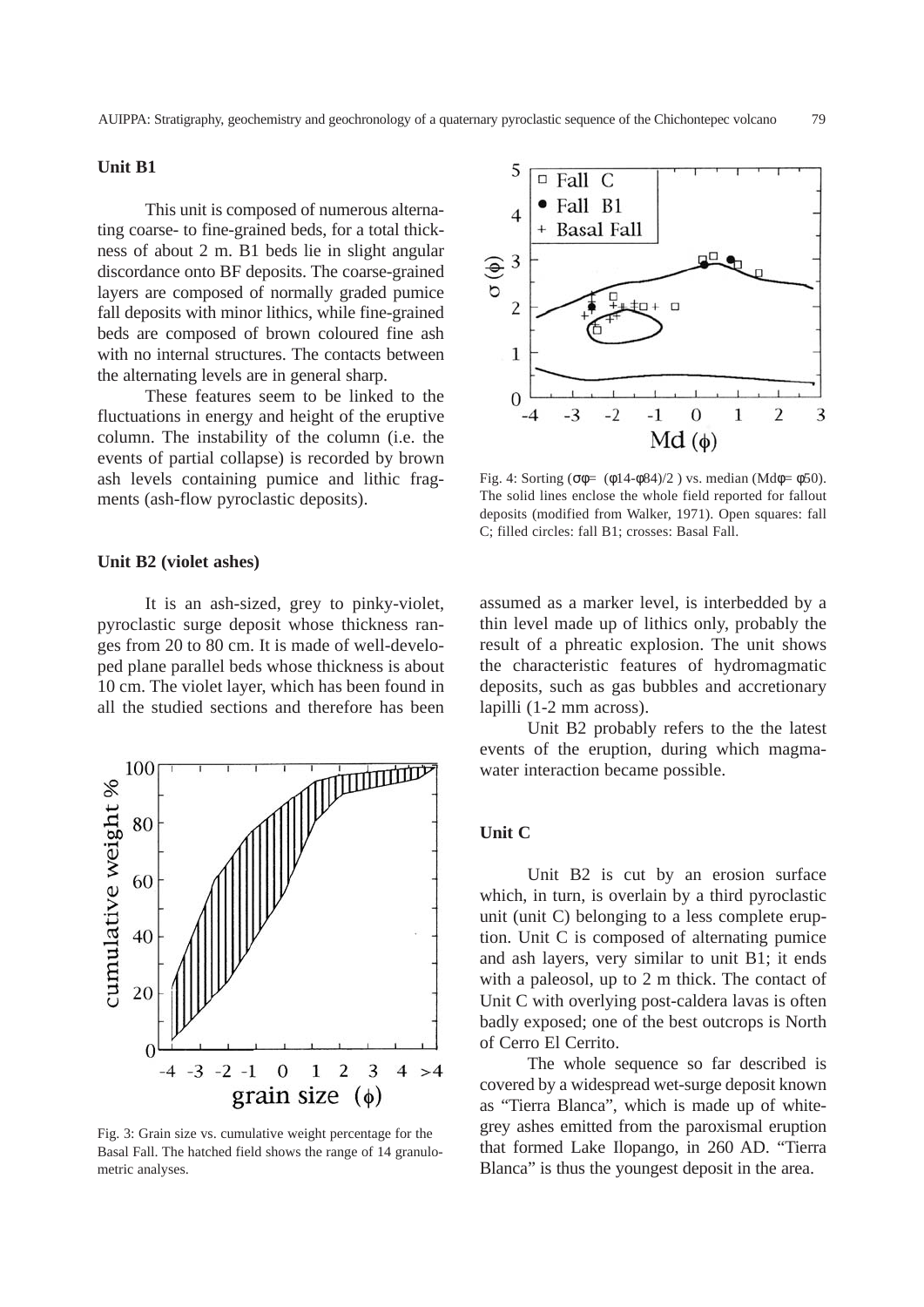### Unit B1

This unit is composed of numerous alternating coarse- to fine-grained beds, for a total thickness of about 2 m. B1 beds lie in slight angular discordance onto BF deposits. The coarse-grained layers are composed of normally graded pumice fall deposits with minor lithics, while fine-grained beds are composed of brown coloured fine ash with no internal structures. The contacts between the alternating levels are in general sharp.

These features seem to be linked to the fluctuations in energy and height of the eruptive column. The instability of the column (i.e. the events of partial collapse) is recorded by brown ash levels containing pumice and lithic fragments (ash-flow pyroclastic deposits).

Fig. 4: Sorting ($\sigma\phi = (\phi 14 - \phi 84)/2$) vs. median ($Md\phi = \phi 50$). The solid lines enclose the whole field reported for fallout deposits (modified from Walker, 1971). Open squares: fall C; filled circles: fall B1; crosses: Basal Fall.

### Unit B2 (violet ashes)

It is an ash-sized, grey to pinky-violet, pyroclastic surge deposit whose thickness ranges from 20 to 80 cm. It is made of well-developed plane parallel beds whose thickness is about 10 cm. The violet layer, which has been found in all the studied sections and therefore has been assumed as a marker level, is interbedded by a thin level made up of lithics only, probably the result of a phreatic explosion. The unit shows the characteristic features of hydromagmatic deposits, such as gas bubbles and accretionary lapilli (1-2 mm across).

Unit B2 probably refers to the the latest events of the eruption, during which magma-water interaction became possible.

Fig. 3: Grain size vs. cumulative weight percentage for the Basal Fall. The hatched field shows the range of 14 granulometric analyses.

### Unit C

Unit B2 is cut by an erosion surface which, in turn, is overlain by a third pyroclastic unit (unit C) belonging to a less complete eruption. Unit C is composed of alternating pumice and ash layers, very similar to unit B1; it ends with a paleosol, up to 2 m thick. The contact of Unit C with overlying post-caldera lavas is often badly exposed; one of the best outcrops is North of Cerro El Cerrito.

The whole sequence so far described is covered by a widespread wet-surge deposit known as "Tierra Blanca", which is made up of white-grey ashes emitted from the paroxismal eruption that formed Lake Ilopango, in 260 AD. "Tierra Blanca" is thus the youngest deposit in the area.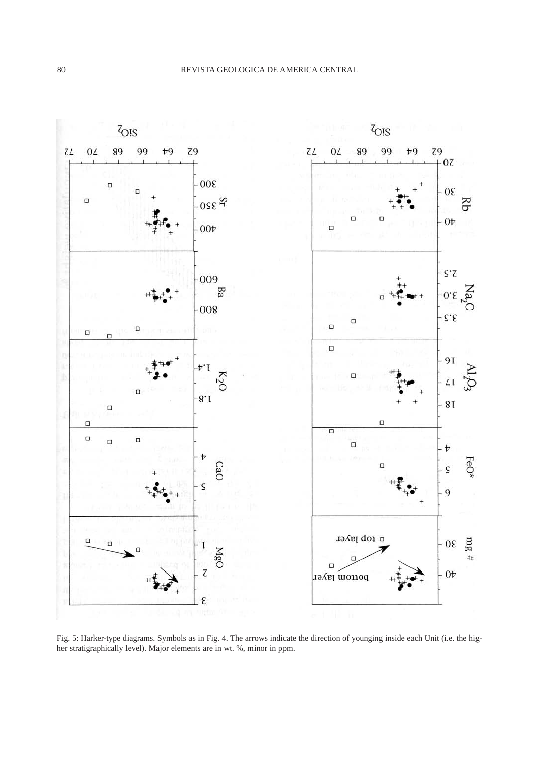Fig. 5: Harker-type diagrams. Symbols as in Fig. 4. The arrows indicate the direction of younging inside each Unit (i.e. the higher stratigraphically level). Major elements are in wt. %, minor in ppm.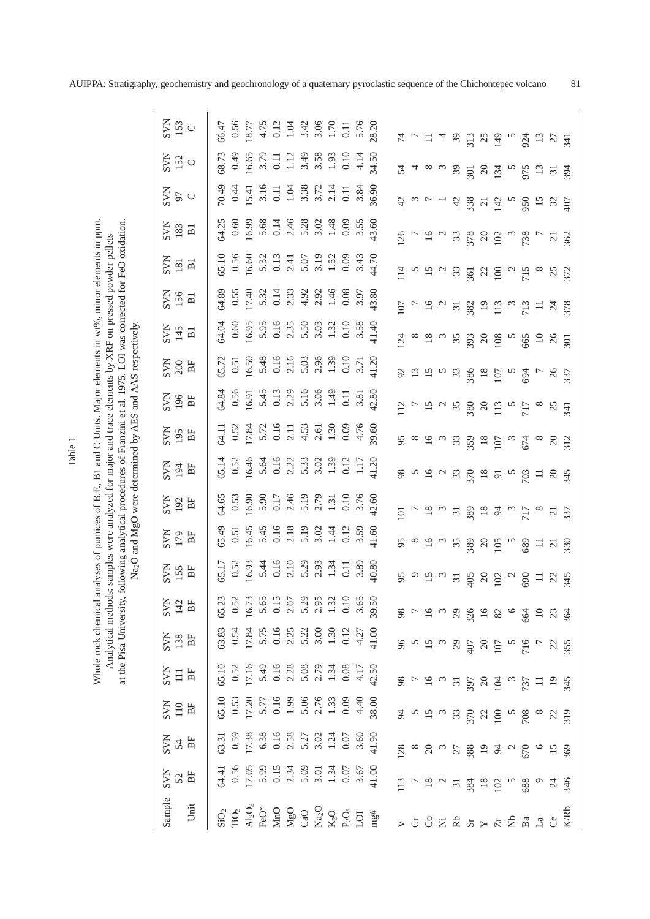Table 1

Whole rock chemical analyses of pumices of B.F., B1 and C Units. Major elements in wt%, minor elements in ppm. Analytical methods: samples were analyzed for major and trace elements by XRF on pressed powder pellets at the Pisa University, following analytical procedures of Franzini et al. 1975. LOI was corrected for FeO oxidation. $Na_2O$ and MgO were determined by AES and AAS respectively.

| Sample | SVN 52 | SVN 54 | SVN 110 | SVN 111 | SVN 138 | SVN 142 | SVN 155 | SVN 179 | SVN 192 | SVN 194 | SVN 195 | SVN 196 | SVN 200 | SVN 145 | SVN 156 | SVN 181 | SVN 183 | SVN 97 | SVN 152 | SVN 153 |
|---|---|---|---|---|---|---|---|---|---|---|---|---|---|---|---|---|---|---|---|---|
| Unit | BF | BF | BF | BF | BF | BF | BF | BF | BF | BF | BF | BF | BF | B1 | B1 | B1 | B1 | C | C | C |
| $SiO_2$ | 64.41 | 63.31 | 65.10 | 65.10 | 63.83 | 65.23 | 65.17 | 65.49 | 64.65 | 65.14 | 64.11 | 64.84 | 65.72 | 64.04 | 64.89 | 65.10 | 64.25 | 70.49 | 68.73 | 66.47 |
| $TiO_2$ | 0.56 | 0.59 | 0.53 | 0.52 | 0.54 | 0.52 | 0.52 | 0.51 | 0.53 | 0.52 | 0.52 | 0.56 | 0.51 | 0.60 | 0.55 | 0.56 | 0.60 | 0.44 | 0.49 | 0.56 |
| $Al_2O_3$ | 17.05 | 17.38 | 17.20 | 17.16 | 17.84 | 16.73 | 16.93 | 16.45 | 16.90 | 16.46 | 17.84 | 16.91 | 16.50 | 16.95 | 17.40 | 16.60 | 16.99 | 15.41 | 16.65 | 18.77 |
| FeO* | 5.99 | 6.38 | 5.77 | 5.49 | 5.75 | 5.65 | 5.44 | 5.45 | 5.90 | 5.64 | 5.72 | 5.45 | 5.48 | 5.95 | 5.32 | 5.32 | 5.68 | 3.16 | 3.79 | 4.75 |
| MnO | 0.15 | 0.16 | 0.16 | 0.16 | 0.16 | 0.15 | 0.16 | 0.16 | 0.17 | 0.16 | 0.16 | 0.13 | 0.16 | 0.16 | 0.14 | 0.13 | 0.14 | 0.11 | 0.11 | 0.12 |
| MgO | 2.34 | 2.58 | 1.99 | 2.28 | 2.25 | 2.07 | 2.10 | 2.18 | 2.46 | 2.22 | 2.11 | 2.29 | 2.16 | 2.35 | 2.33 | 2.41 | 2.46 | 1.04 | 1.12 | 1.04 |
| CaO | 5.09 | 5.27 | 5.06 | 5.08 | 5.22 | 5.29 | 5.29 | 5.19 | 5.19 | 5.33 | 4.53 | 5.16 | 5.03 | 5.50 | 4.92 | 5.07 | 5.28 | 3.38 | 3.49 | 3.42 |
| $Na_2O$ | 3.01 | 3.02 | 2.76 | 2.79 | 3.00 | 2.95 | 2.93 | 3.02 | 2.79 | 3.02 | 2.61 | 3.06 | 2.96 | 3.03 | 2.92 | 3.19 | 3.02 | 3.72 | 3.58 | 3.06 |
| $K_2O$ | 1.34 | 1.24 | 1.33 | 1.34 | 1.30 | 1.32 | 1.34 | 1.44 | 1.31 | 1.39 | 1.30 | 1.49 | 1.39 | 1.32 | 1.46 | 1.52 | 1.48 | 2.14 | 1.93 | 1.70 |
| $P_2O_5$ | 0.07 | 0.07 | 0.09 | 0.08 | 0.12 | 0.10 | 0.11 | 0.12 | 0.10 | 0.12 | 0.09 | 0.11 | 0.10 | 0.10 | 0.08 | 0.09 | 0.09 | 0.11 | 0.10 | 0.11 |
| LOI | 3.67 | 3.60 | 4.40 | 4.17 | 4.27 | 3.65 | 3.89 | 3.59 | 3.76 | 1.17 | 4.76 | 3.81 | 3.71 | 3.58 | 3.97 | 3.43 | 3.55 | 3.84 | 4.14 | 5.76 |
| mg# | 41.00 | 41.90 | 38.00 | 42.50 | 41.00 | 39.50 | 40.80 | 41.60 | 42.60 | 41.20 | 39.60 | 42.80 | 41.20 | 41.40 | 43.80 | 44.70 | 43.60 | 36.90 | 34.50 | 28.20 |
| V | 113 | 128 | 94 | 98 | 96 | 98 | 95 | 95 | 101 | 98 | 95 | 112 | 92 | 124 | 107 | 114 | 126 | 42 | 54 | 74 |
| Cr | 7 | 8 | 5 | 7 | 5 | 7 | 9 | 8 | 7 | 5 | 8 | 7 | 13 | 8 | 7 | 5 | 7 | 3 | 4 | 7 |
| Co | 18 | 20 | 15 | 16 | 15 | 16 | 15 | 16 | 18 | 16 | 16 | 15 | 15 | 18 | 16 | 15 | 16 | 7 | 8 | 11 |
| Ni | 2 | 3 | 3 | 3 | 3 | 3 | 3 | 3 | 3 | 2 | 3 | 2 | 5 | 3 | 2 | 2 | 2 | 1 | 3 | 4 |
| Rb | 31 | 27 | 33 | 31 | 29 | 29 | 31 | 35 | 31 | 33 | 33 | 35 | 33 | 35 | 31 | 33 | 33 | 42 | 39 | 39 |
| Sr | 384 | 388 | 370 | 397 | 407 | 326 | 405 | 389 | 389 | 370 | 359 | 380 | 386 | 393 | 382 | 361 | 378 | 338 | 301 | 313 |
| Y | 18 | 19 | 22 | 20 | 20 | 16 | 20 | 20 | 18 | 18 | 18 | 20 | 18 | 20 | 19 | 22 | 20 | 21 | 20 | 25 |
| Zr | 102 | 94 | 100 | 104 | 107 | 82 | 102 | 105 | 94 | 91 | 107 | 113 | 107 | 108 | 113 | 100 | 102 | 142 | 134 | 149 |
| Nb | 5 | 2 | 5 | 3 | 5 | 6 | 2 | 5 | 3 | 5 | 3 | 5 | 5 | 5 | 3 | 2 | 3 | 5 | 5 | 5 |
| Ba | 688 | 670 | 708 | 737 | 716 | 664 | 690 | 689 | 717 | 703 | 674 | 717 | 694 | 665 | 713 | 715 | 738 | 950 | 975 | 924 |
| La | 9 | 6 | 8 | 11 | 7 | 10 | 11 | 11 | 8 | 11 | 8 | 8 | 7 | 10 | 11 | 8 | 7 | 15 | 13 | 13 |
| Ce | 24 | 15 | 22 | 19 | 22 | 23 | 22 | 21 | 21 | 20 | 20 | 25 | 26 | 26 | 24 | 25 | 21 | 32 | 31 | 27 |
| K/Rb | 346 | 369 | 319 | 345 | 355 | 364 | 345 | 330 | 337 | 345 | 312 | 341 | 337 | 301 | 378 | 372 | 362 | 407 | 394 | 341 |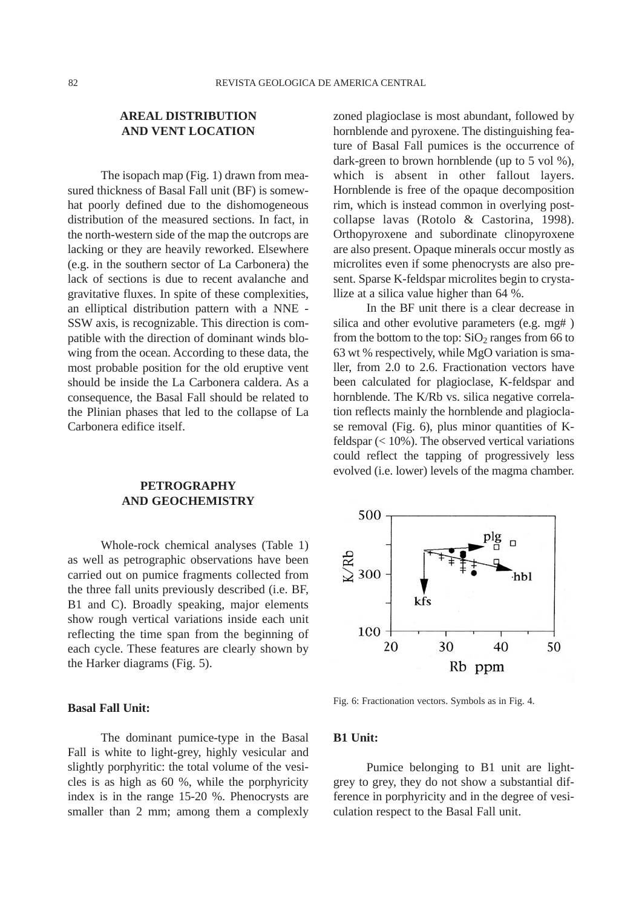## AREAL DISTRIBUTION AND VENT LOCATION

The isopach map (Fig. 1) drawn from measured thickness of Basal Fall unit (BF) is somewhat poorly defined due to the dishomogeneous distribution of the measured sections. In fact, in the north-western side of the map the outcrops are lacking or they are heavily reworked. Elsewhere (e.g. in the southern sector of La Carbonera) the lack of sections is due to recent avalanche and gravitative fluxes. In spite of these complexities, an elliptical distribution pattern with a NNE - SSW axis, is recognizable. This direction is compatible with the direction of dominant winds blowing from the ocean. According to these data, the most probable position for the old eruptive vent should be inside the La Carbonera caldera. As a consequence, the Basal Fall should be related to the Plinian phases that led to the collapse of La Carbonera edifice itself.

## PETROGRAPHY AND GEOCHEMISTRY

Whole-rock chemical analyses (Table 1) as well as petrographic observations have been carried out on pumice fragments collected from the three fall units previously described (i.e. BF, B1 and C). Broadly speaking, major elements show rough vertical variations inside each unit reflecting the time span from the beginning of each cycle. These features are clearly shown by the Harker diagrams (Fig. 5).

### Basal Fall Unit:

The dominant pumice-type in the Basal Fall is white to light-grey, highly vesicular and slightly porphyritic: the total volume of the vesicles is as high as 60 %, while the porphyricity index is in the range 15-20 %. Phenocrysts are smaller than 2 mm; among them a complexly zoned plagioclase is most abundant, followed by hornblende and pyroxene. The distinguishing feature of Basal Fall pumices is the occurrence of dark-green to brown hornblende (up to 5 vol %), which is absent in other fallout layers. Hornblende is free of the opaque decomposition rim, which is instead common in overlying post-collapse lavas (Rotolo & Castorina, 1998). Orthopyroxene and subordinate clinopyroxene are also present. Opaque minerals occur mostly as microlites even if some phenocrysts are also present. Sparse K-feldspar microlites begin to crystallize at a silica value higher than 64 %.

In the BF unit there is a clear decrease in silica and other evolutive parameters (e.g. mg# ) from the bottom to the top: $SiO_2$ ranges from 66 to 63 wt % respectively, while MgO variation is smaller, from 2.0 to 2.6. Fractionation vectors have been calculated for plagioclase, K-feldspar and hornblende. The K/Rb vs. silica negative correlation reflects mainly the hornblende and plagioclase removal (Fig. 6), plus minor quantities of K-feldspar (< 10%). The observed vertical variations could reflect the tapping of progressively less evolved (i.e. lower) levels of the magma chamber.

Fig. 6: Fractionation vectors. Symbols as in Fig. 4.

### B1 Unit:

Pumice belonging to B1 unit are light-grey to grey, they do not show a substantial difference in porphyricity and in the degree of vesiculation respect to the Basal Fall unit.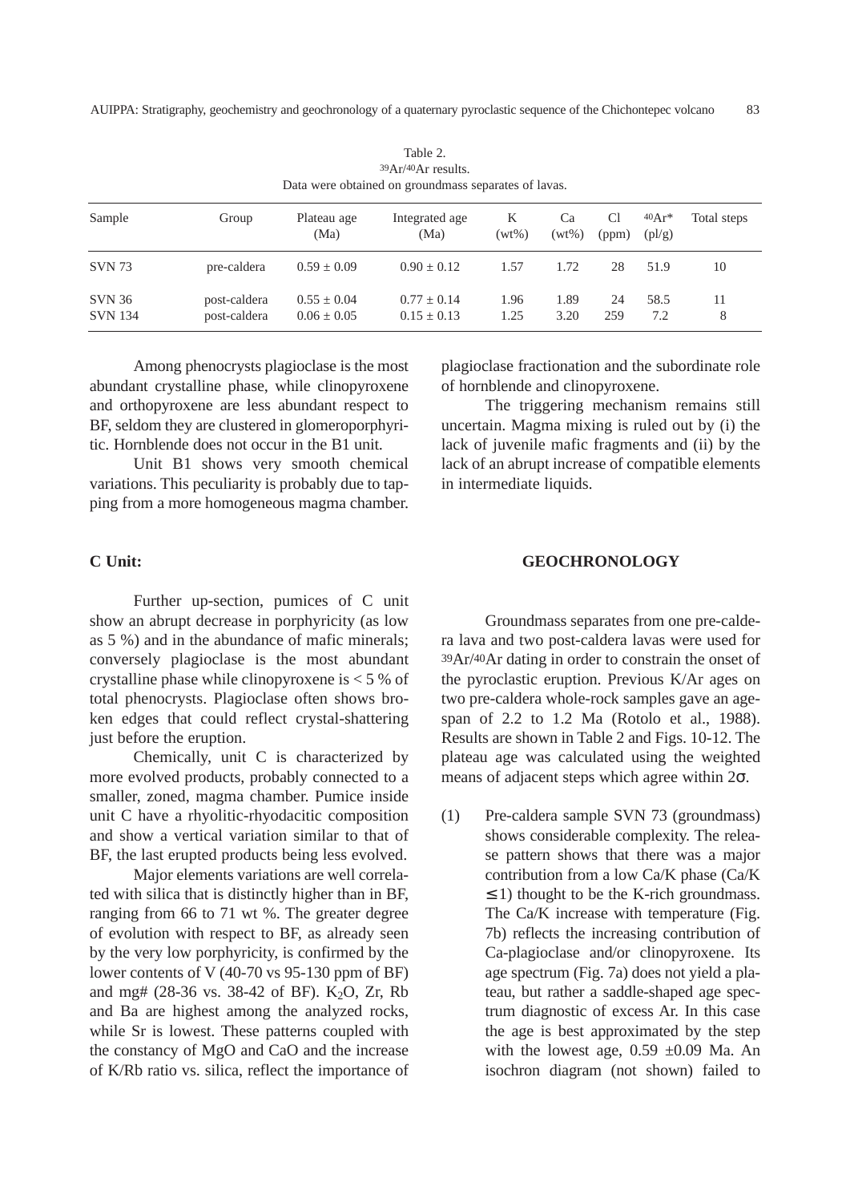Table 2.
$^{39}Ar/^{40}Ar$ results.
Data were obtained on groundmass separates of lavas.

| Sample | Group | Plateau age (Ma) | Integrated age (Ma) | K (wt%) | Ca (wt%) | Cl (ppm) | $^{40}Ar^*$ (pl/g) | Total steps |
|---|---|---|---|---|---|---|---|---|
| SVN 73 | pre-caldera | 0.59 ± 0.09 | 0.90 ± 0.12 | 1.57 | 1.72 | 28 | 51.9 | 10 |
| SVN 36 | post-caldera | 0.55 ± 0.04 | 0.77 ± 0.14 | 1.96 | 1.89 | 24 | 58.5 | 11 |
| SVN 134 | post-caldera | 0.06 ± 0.05 | 0.15 ± 0.13 | 1.25 | 3.20 | 259 | 7.2 | 8 |

Among phenocrysts plagioclase is the most abundant crystalline phase, while clinopyroxene and orthopyroxene are less abundant respect to BF, seldom they are clustered in glomeroporphyritic. Hornblende does not occur in the B1 unit.

Unit B1 shows very smooth chemical variations. This peculiarity is probably due to tapping from a more homogeneous magma chamber.

**C Unit:**

Further up-section, pumices of C unit show an abrupt decrease in porphyricity (as low as 5 %) and in the abundance of mafic minerals; conversely plagioclase is the most abundant crystalline phase while clinopyroxene is < 5 % of total phenocrysts. Plagioclase often shows broken edges that could reflect crystal-shattering just before the eruption.

Chemically, unit C is characterized by more evolved products, probably connected to a smaller, zoned, magma chamber. Pumice inside unit C have a rhyolitic-rhyodacitic composition and show a vertical variation similar to that of BF, the last erupted products being less evolved.

Major elements variations are well correlated with silica that is distinctly higher than in BF, ranging from 66 to 71 wt %. The greater degree of evolution with respect to BF, as already seen by the very low porphyricity, is confirmed by the lower contents of V (40-70 vs 95-130 ppm of BF) and mg# (28-36 vs. 38-42 of BF). $K_2O$, Zr, Rb and Ba are highest among the analyzed rocks, while Sr is lowest. These patterns coupled with the constancy of MgO and CaO and the increase of K/Rb ratio vs. silica, reflect the importance of plagioclase fractionation and the subordinate role of hornblende and clinopyroxene.

The triggering mechanism remains still uncertain. Magma mixing is ruled out by (i) the lack of juvenile mafic fragments and (ii) by the lack of an abrupt increase of compatible elements in intermediate liquids.

## GEOCHRONOLOGY

Groundmass separates from one pre-caldera lava and two post-caldera lavas were used for $^{39}Ar/^{40}Ar$ dating in order to constrain the onset of the pyroclastic eruption. Previous K/Ar ages on two pre-caldera whole-rock samples gave an age-span of 2.2 to 1.2 Ma (Rotolo et al., 1988). Results are shown in Table 2 and Figs. 10-12. The plateau age was calculated using the weighted means of adjacent steps which agree within $2\sigma$.

(1) Pre-caldera sample SVN 73 (groundmass) shows considerable complexity. The release pattern shows that there was a major contribution from a low Ca/K phase (Ca/K $\leq 1$) thought to be the K-rich groundmass. The Ca/K increase with temperature (Fig. 7b) reflects the increasing contribution of Ca-plagioclase and/or clinopyroxene. Its age spectrum (Fig. 7a) does not yield a plateau, but rather a saddle-shaped age spectrum diagnostic of excess Ar. In this case the age is best approximated by the step with the lowest age, 0.59 ±0.09 Ma. An isochron diagram (not shown) failed to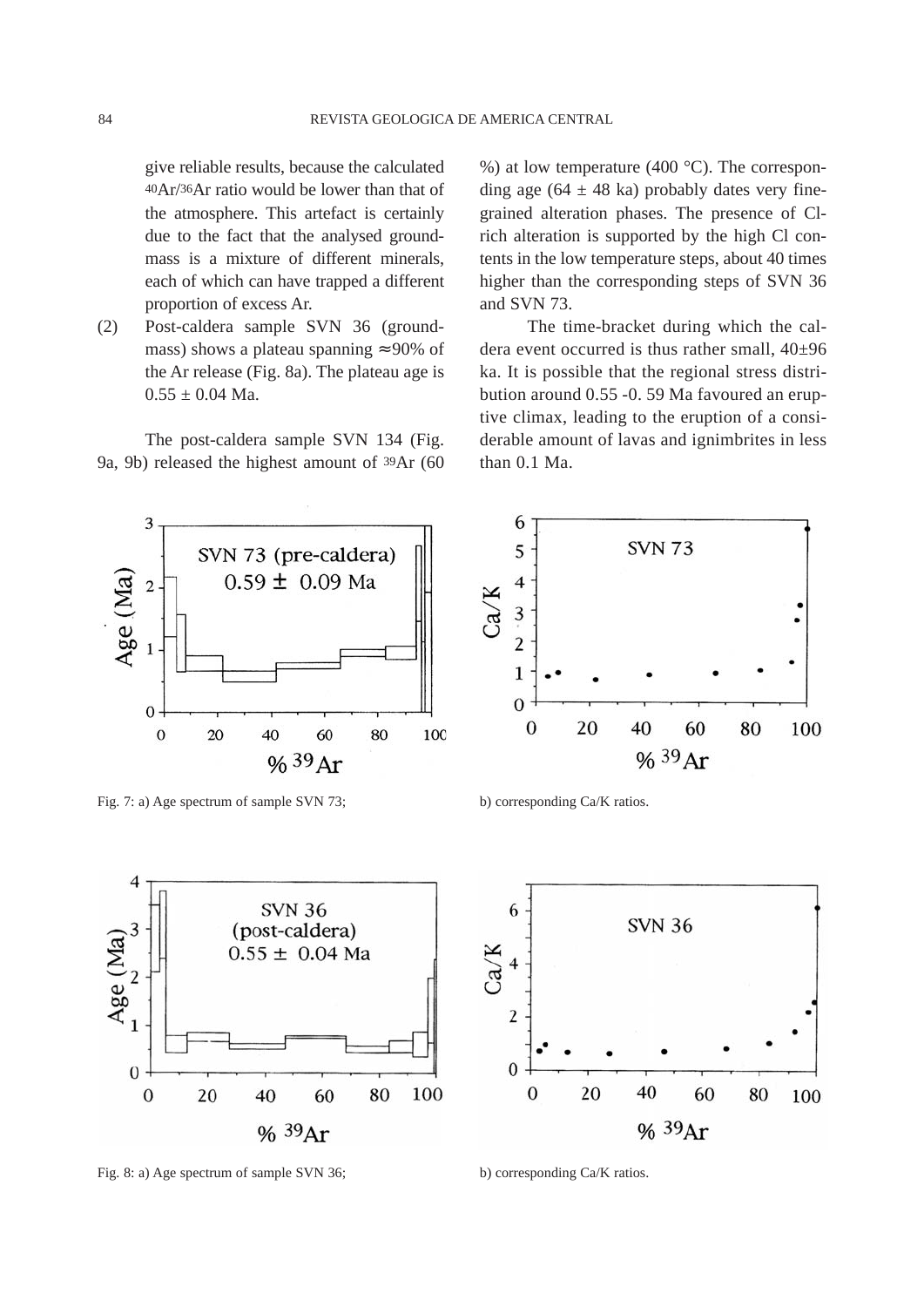give reliable results, because the calculated $^{40}Ar/^{36}Ar$ ratio would be lower than that of the atmosphere. This artefact is certainly due to the fact that the analysed groundmass is a mixture of different minerals, each of which can have trapped a different proportion of excess Ar.

(2) Post-caldera sample SVN 36 (groundmass) shows a plateau spanning ≈90% of the Ar release (Fig. 8a). The plateau age is $0.55 \pm 0.04$ Ma.

The post-caldera sample SVN 134 (Fig. 9a, 9b) released the highest amount of $^{39}Ar$ (60 %) at low temperature (400 °C). The corresponding age ($64 \pm 48$ ka) probably dates very fine-grained alteration phases. The presence of Cl-rich alteration is supported by the high Cl contents in the low temperature steps, about 40 times higher than the corresponding steps of SVN 36 and SVN 73.

The time-bracket during which the caldera event occurred is thus rather small, 40±96 ka. It is possible that the regional stress distribution around 0.55 -0. 59 Ma favoured an eruptive climax, leading to the eruption of a considerable amount of lavas and ignimbrites in less than 0.1 Ma.

Fig. 7: a) Age spectrum of sample SVN 73; b) corresponding Ca/K ratios.

Fig. 8: a) Age spectrum of sample SVN 36; b) corresponding Ca/K ratios.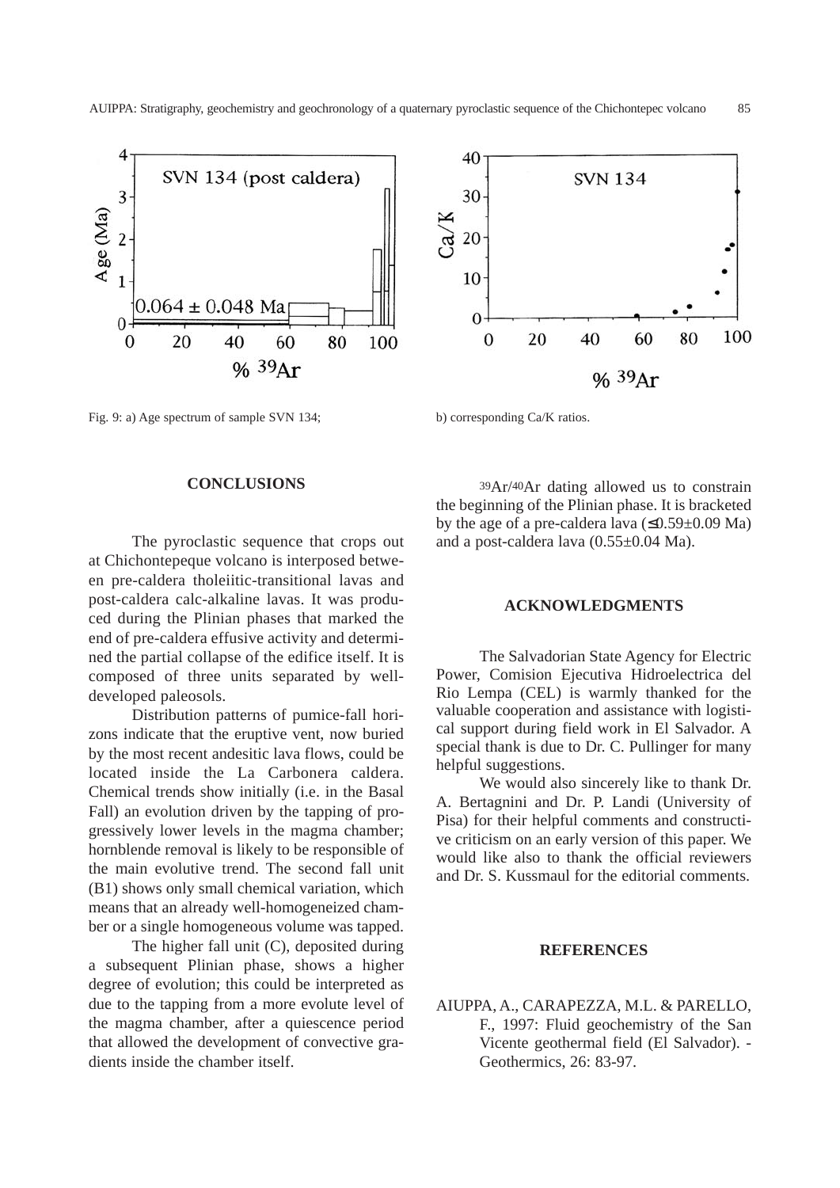Fig. 9: a) Age spectrum of sample SVN 134; b) corresponding Ca/K ratios.

## CONCLUSIONS

The pyroclastic sequence that crops out at Chichontepeque volcano is interposed between pre-caldera tholeiitic-transitional lavas and post-caldera calc-alkaline lavas. It was produced during the Plinian phases that marked the end of pre-caldera effusive activity and determined the partial collapse of the edifice itself. It is composed of three units separated by well-developed paleosols.

Distribution patterns of pumice-fall horizons indicate that the eruptive vent, now buried by the most recent andesitic lava flows, could be located inside the La Carbonera caldera. Chemical trends show initially (i.e. in the Basal Fall) an evolution driven by the tapping of progressively lower levels in the magma chamber; hornblende removal is likely to be responsible of the main evolutive trend. The second fall unit (B1) shows only small chemical variation, which means that an already well-homogeneized chamber or a single homogeneous volume was tapped.

The higher fall unit (C), deposited during a subsequent Plinian phase, shows a higher degree of evolution; this could be interpreted as due to the tapping from a more evolute level of the magma chamber, after a quiescence period that allowed the development of convective gradients inside the chamber itself.

$^{39}Ar/^{40}Ar$ dating allowed us to constrain the beginning of the Plinian phase. It is bracketed by the age of a pre-caldera lava (≤0.59±0.09 Ma) and a post-caldera lava (0.55±0.04 Ma).

## ACKNOWLEDGMENTS

The Salvadorian State Agency for Electric Power, Comision Ejecutiva Hidroelectrica del Rio Lempa (CEL) is warmly thanked for the valuable cooperation and assistance with logistical support during field work in El Salvador. A special thank is due to Dr. C. Pullinger for many helpful suggestions.

We would also sincerely like to thank Dr. A. Bertagnini and Dr. P. Landi (University of Pisa) for their helpful comments and constructive criticism on an early version of this paper. We would like also to thank the official reviewers and Dr. S. Kussmaul for the editorial comments.

## REFERENCES

AIUPPA, A., CARAPEZZA, M.L. & PARELLO, F., 1997: Fluid geochemistry of the San Vicente geothermal field (El Salvador). - Geothermics, 26: 83-97.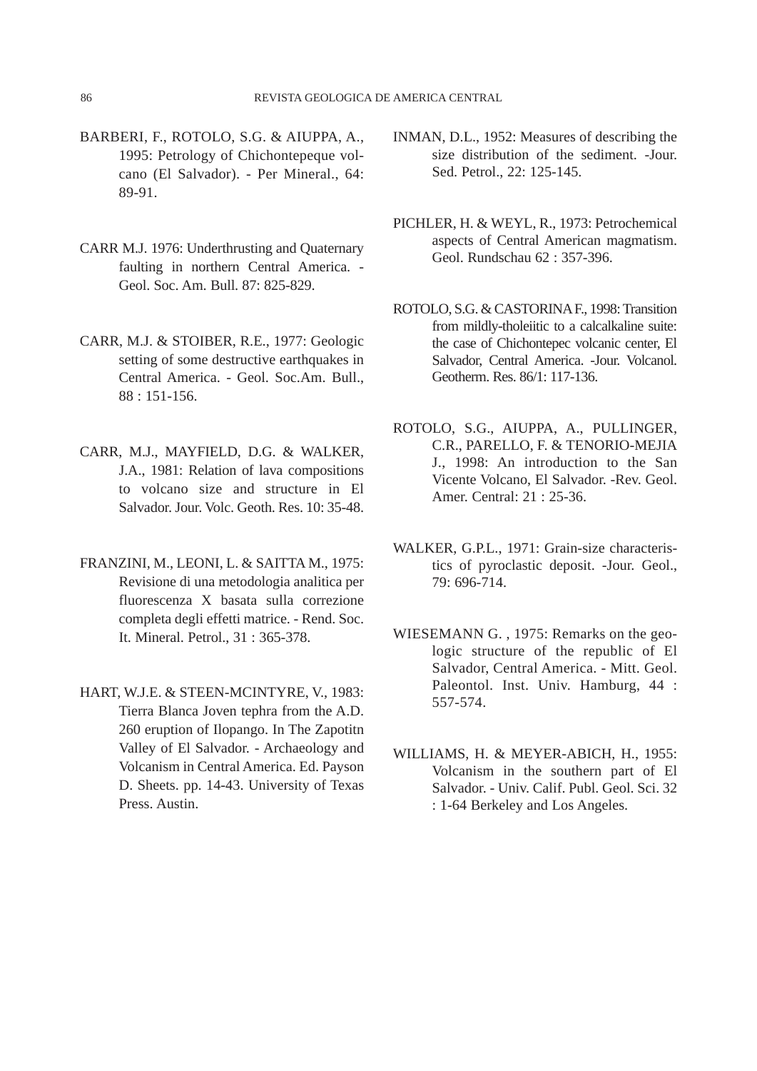BARBERI, F., ROTOLO, S.G. & AIUPPA, A., 1995: Petrology of Chichontepeque volcano (El Salvador). - Per Mineral., 64: 89-91.

CARR M.J. 1976: Underthrusting and Quaternary faulting in northern Central America. - Geol. Soc. Am. Bull. 87: 825-829.

CARR, M.J. & STOIBER, R.E., 1977: Geologic setting of some destructive earthquakes in Central America. - Geol. Soc.Am. Bull., 88 : 151-156.

CARR, M.J., MAYFIELD, D.G. & WALKER, J.A., 1981: Relation of lava compositions to volcano size and structure in El Salvador. Jour. Volc. Geoth. Res. 10: 35-48.

FRANZINI, M., LEONI, L. & SAITTA M., 1975: Revisione di una metodologia analitica per fluorescenza X basata sulla correzione completa degli effetti matrice. - Rend. Soc. It. Mineral. Petrol., 31 : 365-378.

HART, W.J.E. & STEEN-MCINTYRE, V., 1983: Tierra Blanca Joven tephra from the A.D. 260 eruption of Ilopango. In The Zapotitn Valley of El Salvador. - Archaeology and Volcanism in Central America. Ed. Payson D. Sheets. pp. 14-43. University of Texas Press. Austin.

INMAN, D.L., 1952: Measures of describing the size distribution of the sediment. -Jour. Sed. Petrol., 22: 125-145.

PICHLER, H. & WEYL, R., 1973: Petrochemical aspects of Central American magmatism. Geol. Rundschau 62 : 357-396.

ROTOLO, S.G. & CASTORINA F., 1998: Transition from mildly-tholeiitic to a calcalkaline suite: the case of Chichontepec volcanic center, El Salvador, Central America. -Jour. Volcanol. Geotherm. Res. 86/1: 117-136.

ROTOLO, S.G., AIUPPA, A., PULLINGER, C.R., PARELLO, F. & TENORIO-MEJIA J., 1998: An introduction to the San Vicente Volcano, El Salvador. -Rev. Geol. Amer. Central: 21 : 25-36.

WALKER, G.P.L., 1971: Grain-size characteristics of pyroclastic deposit. -Jour. Geol., 79: 696-714.

WIESEMANN G. , 1975: Remarks on the geologic structure of the republic of El Salvador, Central America. - Mitt. Geol. Paleontol. Inst. Univ. Hamburg, 44 : 557-574.

WILLIAMS, H. & MEYER-ABICH, H., 1955: Volcanism in the southern part of El Salvador. - Univ. Calif. Publ. Geol. Sci. 32 : 1-64 Berkeley and Los Angeles.